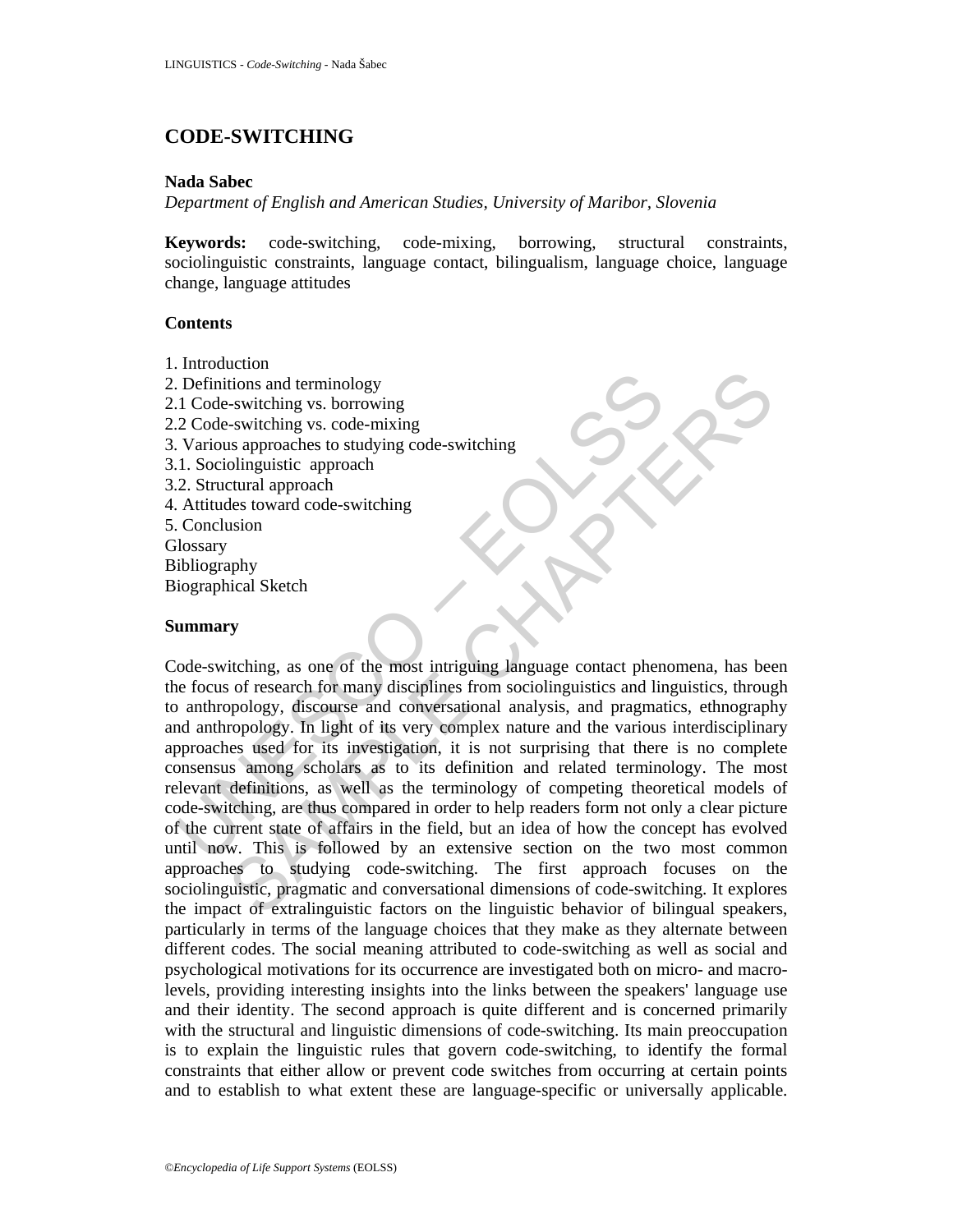# CODE-SWITCHING

**Nada Sabec**

*Department of English and American Studies, University of Maribor, Slovenia*

**Keywords:** code-switching, code-mixing, borrowing, structural constraints, sociolinguistic constraints, language contact, bilingualism, language choice, language change, language attitudes

## Contents

1. Introduction
2. Definitions and terminology
2.1 Code-switching vs. borrowing
2.2 Code-switching vs. code-mixing
3. Various approaches to studying code-switching
3.1. Sociolinguistic approach
3.2. Structural approach
4. Attitudes toward code-switching
5. Conclusion

Glossary
Bibliography
Biographical Sketch

## Summary

Code-switching, as one of the most intriguing language contact phenomena, has been the focus of research for many disciplines from sociolinguistics and linguistics, through to anthropology, discourse and conversational analysis, and pragmatics, ethnography and anthropology. In light of its very complex nature and the various interdisciplinary approaches used for its investigation, it is not surprising that there is no complete consensus among scholars as to its definition and related terminology. The most relevant definitions, as well as the terminology of competing theoretical models of code-switching, are thus compared in order to help readers form not only a clear picture of the current state of affairs in the field, but an idea of how the concept has evolved until now. This is followed by an extensive section on the two most common approaches to studying code-switching. The first approach focuses on the sociolinguistic, pragmatic and conversational dimensions of code-switching. It explores the impact of extralinguistic factors on the linguistic behavior of bilingual speakers, particularly in terms of the language choices that they make as they alternate between different codes. The social meaning attributed to code-switching as well as social and psychological motivations for its occurrence are investigated both on micro- and macro-levels, providing interesting insights into the links between the speakers' language use and their identity. The second approach is quite different and is concerned primarily with the structural and linguistic dimensions of code-switching. Its main preoccupation is to explain the linguistic rules that govern code-switching, to identify the formal constraints that either allow or prevent code switches from occurring at certain points and to establish to what extent these are language-specific or universally applicable.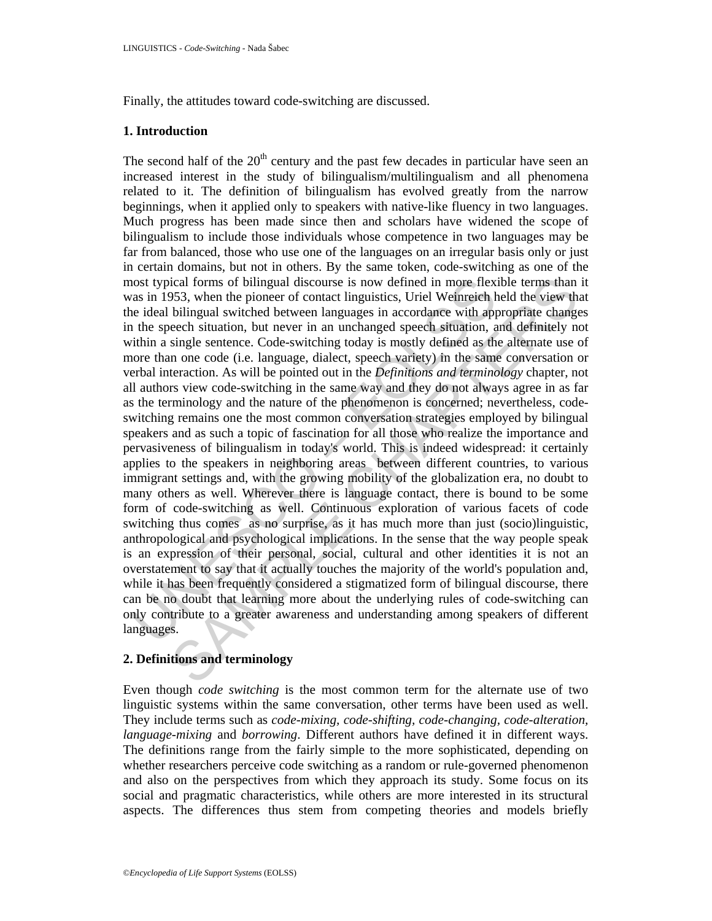Finally, the attitudes toward code-switching are discussed.

## 1. Introduction

The second half of the 20th century and the past few decades in particular have seen an increased interest in the study of bilingualism/multilingualism and all phenomena related to it. The definition of bilingualism has evolved greatly from the narrow beginnings, when it applied only to speakers with native-like fluency in two languages. Much progress has been made since then and scholars have widened the scope of bilingualism to include those individuals whose competence in two languages may be far from balanced, those who use one of the languages on an irregular basis only or just in certain domains, but not in others. By the same token, code-switching as one of the most typical forms of bilingual discourse is now defined in more flexible terms than it was in 1953, when the pioneer of contact linguistics, Uriel Weinreich held the view that the ideal bilingual switched between languages in accordance with appropriate changes in the speech situation, but never in an unchanged speech situation, and definitely not within a single sentence. Code-switching today is mostly defined as the alternate use of more than one code (i.e. language, dialect, speech variety) in the same conversation or verbal interaction. As will be pointed out in the *Definitions and terminology* chapter, not all authors view code-switching in the same way and they do not always agree in as far as the terminology and the nature of the phenomenon is concerned; nevertheless, code-switching remains one the most common conversation strategies employed by bilingual speakers and as such a topic of fascination for all those who realize the importance and pervasiveness of bilingualism in today's world. This is indeed widespread: it certainly applies to the speakers in neighboring areas between different countries, to various immigrant settings and, with the growing mobility of the globalization era, no doubt to many others as well. Wherever there is language contact, there is bound to be some form of code-switching as well. Continuous exploration of various facets of code switching thus comes as no surprise, as it has much more than just (socio)linguistic, anthropological and psychological implications. In the sense that the way people speak is an expression of their personal, social, cultural and other identities it is not an overstatement to say that it actually touches the majority of the world's population and, while it has been frequently considered a stigmatized form of bilingual discourse, there can be no doubt that learning more about the underlying rules of code-switching can only contribute to a greater awareness and understanding among speakers of different languages.

## 2. Definitions and terminology

Even though *code switching* is the most common term for the alternate use of two linguistic systems within the same conversation, other terms have been used as well. They include terms such as *code-mixing, code-shifting, code-changing, code-alteration, language-mixing* and *borrowing*. Different authors have defined it in different ways. The definitions range from the fairly simple to the more sophisticated, depending on whether researchers perceive code switching as a random or rule-governed phenomenon and also on the perspectives from which they approach its study. Some focus on its social and pragmatic characteristics, while others are more interested in its structural aspects. The differences thus stem from competing theories and models briefly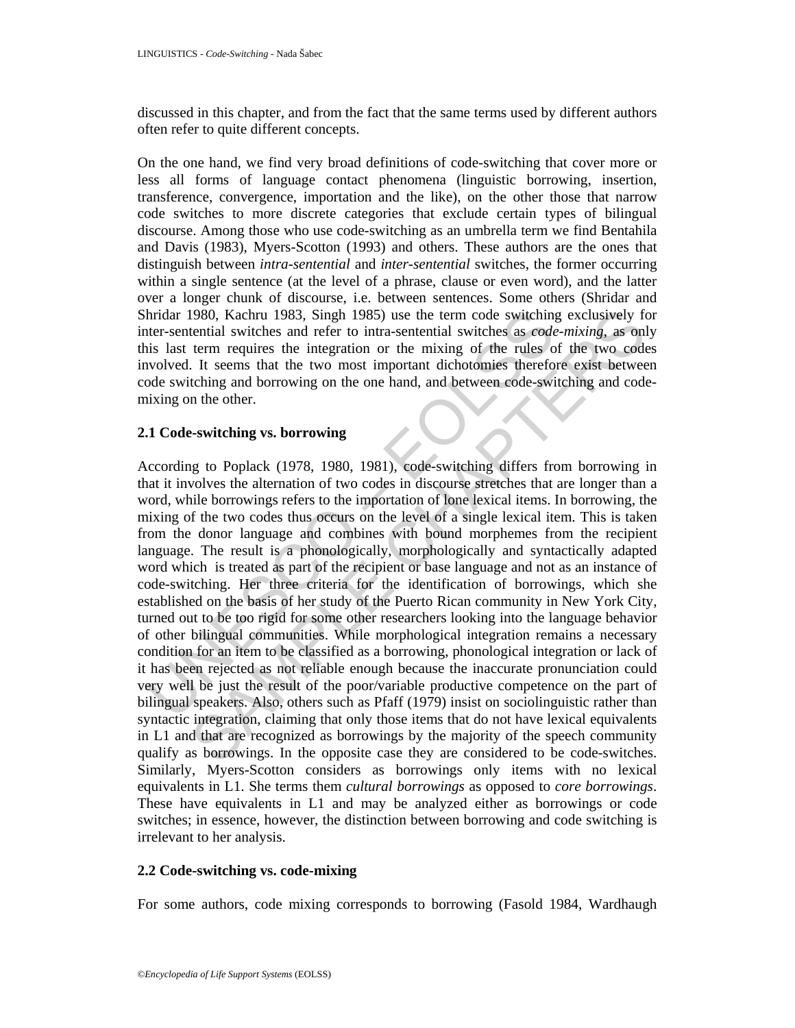discussed in this chapter, and from the fact that the same terms used by different authors often refer to quite different concepts.

On the one hand, we find very broad definitions of code-switching that cover more or less all forms of language contact phenomena (linguistic borrowing, insertion, transference, convergence, importation and the like), on the other those that narrow code switches to more discrete categories that exclude certain types of bilingual discourse. Among those who use code-switching as an umbrella term we find Bentahila and Davis (1983), Myers-Scotton (1993) and others. These authors are the ones that distinguish between *intra-sentential* and *inter-sentential* switches, the former occurring within a single sentence (at the level of a phrase, clause or even word), and the latter over a longer chunk of discourse, i.e. between sentences. Some others (Shridar and Shridar 1980, Kachru 1983, Singh 1985) use the term code switching exclusively for inter-sentential switches and refer to intra-sentential switches as *code-mixing*, as only this last term requires the integration or the mixing of the rules of the two codes involved. It seems that the two most important dichotomies therefore exist between code switching and borrowing on the one hand, and between code-switching and code-mixing on the other.

### 2.1 Code-switching vs. borrowing

According to Poplack (1978, 1980, 1981), code-switching differs from borrowing in that it involves the alternation of two codes in discourse stretches that are longer than a word, while borrowings refers to the importation of lone lexical items. In borrowing, the mixing of the two codes thus occurs on the level of a single lexical item. This is taken from the donor language and combines with bound morphemes from the recipient language. The result is a phonologically, morphologically and syntactically adapted word which is treated as part of the recipient or base language and not as an instance of code-switching. Her three criteria for the identification of borrowings, which she established on the basis of her study of the Puerto Rican community in New York City, turned out to be too rigid for some other researchers looking into the language behavior of other bilingual communities. While morphological integration remains a necessary condition for an item to be classified as a borrowing, phonological integration or lack of it has been rejected as not reliable enough because the inaccurate pronunciation could very well be just the result of the poor/variable productive competence on the part of bilingual speakers. Also, others such as Pfaff (1979) insist on sociolinguistic rather than syntactic integration, claiming that only those items that do not have lexical equivalents in L1 and that are recognized as borrowings by the majority of the speech community qualify as borrowings. In the opposite case they are considered to be code-switches. Similarly, Myers-Scotton considers as borrowings only items with no lexical equivalents in L1. She terms them *cultural borrowings* as opposed to *core borrowings*. These have equivalents in L1 and may be analyzed either as borrowings or code switches; in essence, however, the distinction between borrowing and code switching is irrelevant to her analysis.

### 2.2 Code-switching vs. code-mixing

For some authors, code mixing corresponds to borrowing (Fasold 1984, Wardhaugh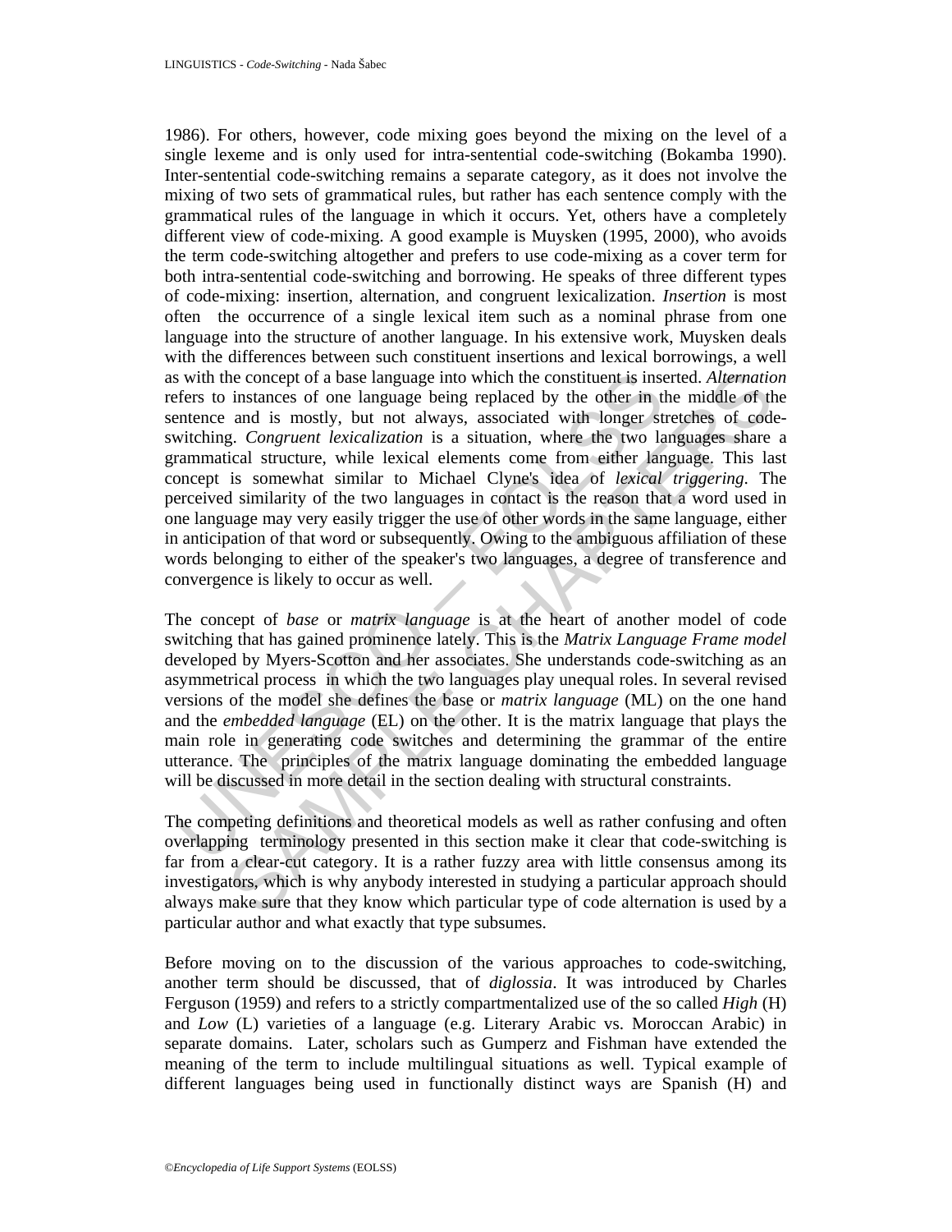1986). For others, however, code mixing goes beyond the mixing on the level of a single lexeme and is only used for intra-sentential code-switching (Bokamba 1990). Inter-sentential code-switching remains a separate category, as it does not involve the mixing of two sets of grammatical rules, but rather has each sentence comply with the grammatical rules of the language in which it occurs. Yet, others have a completely different view of code-mixing. A good example is Muysken (1995, 2000), who avoids the term code-switching altogether and prefers to use code-mixing as a cover term for both intra-sentential code-switching and borrowing. He speaks of three different types of code-mixing: insertion, alternation, and congruent lexicalization. *Insertion* is most often the occurrence of a single lexical item such as a nominal phrase from one language into the structure of another language. In his extensive work, Muysken deals with the differences between such constituent insertions and lexical borrowings, a well as with the concept of a base language into which the constituent is inserted. *Alternation* refers to instances of one language being replaced by the other in the middle of the sentence and is mostly, but not always, associated with longer stretches of code-switching. *Congruent lexicalization* is a situation, where the two languages share a grammatical structure, while lexical elements come from either language. This last concept is somewhat similar to Michael Clyne's idea of *lexical triggering*. The perceived similarity of the two languages in contact is the reason that a word used in one language may very easily trigger the use of other words in the same language, either in anticipation of that word or subsequently. Owing to the ambiguous affiliation of these words belonging to either of the speaker's two languages, a degree of transference and convergence is likely to occur as well.

The concept of *base* or *matrix language* is at the heart of another model of code switching that has gained prominence lately. This is the *Matrix Language Frame model* developed by Myers-Scotton and her associates. She understands code-switching as an asymmetrical process in which the two languages play unequal roles. In several revised versions of the model she defines the base or *matrix language* (ML) on the one hand and the *embedded language* (EL) on the other. It is the matrix language that plays the main role in generating code switches and determining the grammar of the entire utterance. The principles of the matrix language dominating the embedded language will be discussed in more detail in the section dealing with structural constraints.

The competing definitions and theoretical models as well as rather confusing and often overlapping terminology presented in this section make it clear that code-switching is far from a clear-cut category. It is a rather fuzzy area with little consensus among its investigators, which is why anybody interested in studying a particular approach should always make sure that they know which particular type of code alternation is used by a particular author and what exactly that type subsumes.

Before moving on to the discussion of the various approaches to code-switching, another term should be discussed, that of *diglossia*. It was introduced by Charles Ferguson (1959) and refers to a strictly compartmentalized use of the so called *High* (H) and *Low* (L) varieties of a language (e.g. Literary Arabic vs. Moroccan Arabic) in separate domains. Later, scholars such as Gumperz and Fishman have extended the meaning of the term to include multilingual situations as well. Typical example of different languages being used in functionally distinct ways are Spanish (H) and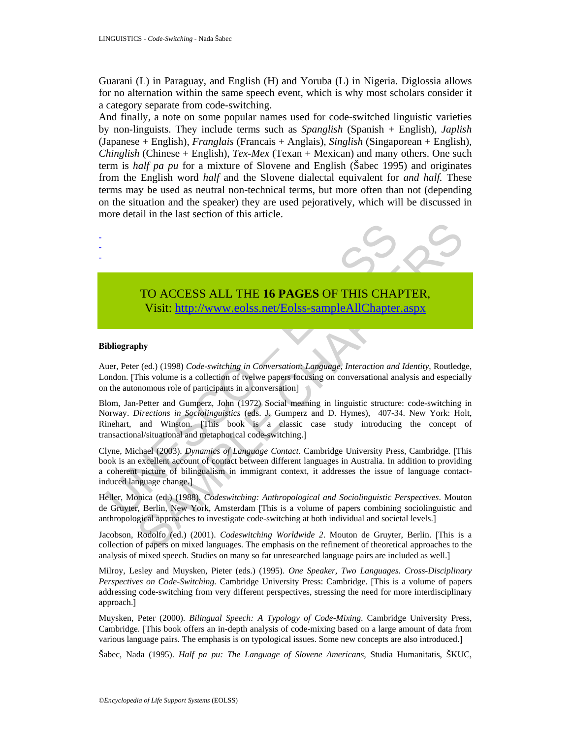Guarani (L) in Paraguay, and English (H) and Yoruba (L) in Nigeria. Diglossia allows for no alternation within the same speech event, which is why most scholars consider it a category separate from code-switching.

And finally, a note on some popular names used for code-switched linguistic varieties by non-linguists. They include terms such as *Spanglish* (Spanish + English), *Japlish* (Japanese + English), *Franglais* (Francais + Anglais), *Singlish* (Singaporean + English), *Chinglish* (Chinese + English), *Tex-Mex* (Texan + Mexican) and many others. One such term is *half pa pu* for a mixture of Slovene and English (Šabec 1995) and originates from the English word *half* and the Slovene dialectal equivalent for *and half.* These terms may be used as neutral non-technical terms, but more often than not (depending on the situation and the speaker) they are used pejoratively, which will be discussed in more detail in the last section of this article.

-
-
-

TO ACCESS ALL THE **16 PAGES** OF THIS CHAPTER,
Visit: http://www.eolss.net/Eolss-sampleAllChapter.aspx

**Bibliography**

Auer, Peter (ed.) (1998) *Code-switching in Conversation: Language, Interaction and Identity*, Routledge, London. [This volume is a collection of tvelwe papers focusing on conversational analysis and especially on the autonomous role of participants in a conversation]

Blom, Jan-Petter and Gumperz, John (1972) Social meaning in linguistic structure: code-switching in Norway. *Directions in Sociolinguistics* (eds. J. Gumperz and D. Hymes), 407-34. New York: Holt, Rinehart, and Winston. [This book is a classic case study introducing the concept of transactional/situational and metaphorical code-switching.]

Clyne, Michael (2003). *Dynamics of Language Contact*. Cambridge University Press, Cambridge. [This book is an excellent account of contact between different languages in Australia. In addition to providing a coherent picture of bilingualism in immigrant context, it addresses the issue of language contact-induced language change.]

Heller, Monica (ed.) (1988). *Codeswitching: Anthropological and Sociolinguistic Perspectives*. Mouton de Gruyter, Berlin, New York, Amsterdam [This is a volume of papers combining sociolinguistic and anthropological approaches to investigate code-switching at both individual and societal levels.]

Jacobson, Rodolfo (ed.) (2001). *Codeswitching Worldwide 2*. Mouton de Gruyter, Berlin. [This is a collection of papers on mixed languages. The emphasis on the refinement of theoretical approaches to the analysis of mixed speech. Studies on many so far unresearched language pairs are included as well.]

Milroy, Lesley and Muysken, Pieter (eds.) (1995). *One Speaker, Two Languages. Cross-Disciplinary Perspectives on Code-Switching.* Cambridge University Press: Cambridge. [This is a volume of papers addressing code-switching from very different perspectives, stressing the need for more interdisciplinary approach.]

Muysken, Peter (2000). *Bilingual Speech: A Typology of Code-Mixing.* Cambridge University Press, Cambridge. [This book offers an in-depth analysis of code-mixing based on a large amount of data from various language pairs. The emphasis is on typological issues. Some new concepts are also introduced.]

Šabec, Nada (1995). *Half pa pu: The Language of Slovene Americans*, Studia Humanitatis, ŠKUC,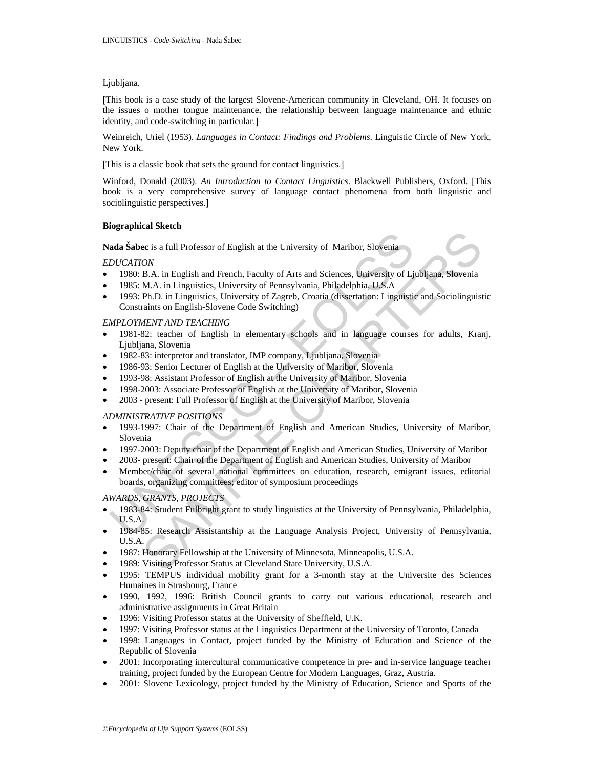Ljubljana.

[This book is a case study of the largest Slovene-American community in Cleveland, OH. It focuses on the issues o mother tongue maintenance, the relationship between language maintenance and ethnic identity, and code-switching in particular.]

Weinreich, Uriel (1953). *Languages in Contact: Findings and Problems*. Linguistic Circle of New York, New York.

[This is a classic book that sets the ground for contact linguistics.]

Winford, Donald (2003). *An Introduction to Contact Linguistics*. Blackwell Publishers, Oxford. [This book is a very comprehensive survey of language contact phenomena from both linguistic and sociolinguistic perspectives.]

**Biographical Sketch**

**Nada Šabec** is a full Professor of English at the University of Maribor, Slovenia

*EDUCATION*

- 1980: B.A. in English and French, Faculty of Arts and Sciences, University of Ljubljana, Slovenia
- 1985: M.A. in Linguistics, University of Pennsylvania, Philadelphia, U.S.A
- 1993: Ph.D. in Linguistics, University of Zagreb, Croatia (dissertation: Linguistic and Sociolinguistic Constraints on English-Slovene Code Switching)

*EMPLOYMENT AND TEACHING*

- 1981-82: teacher of English in elementary schools and in language courses for adults, Kranj, Ljubljana, Slovenia
- 1982-83: interpretor and translator, IMP company, Ljubljana, Slovenia
- 1986-93: Senior Lecturer of English at the University of Maribor, Slovenia
- 1993-98: Assistant Professor of English at the University of Maribor, Slovenia
- 1998-2003: Associate Professor of English at the University of Maribor, Slovenia
- 2003 - present: Full Professor of English at the University of Maribor, Slovenia

*ADMINISTRATIVE POSITIONS*

- 1993-1997: Chair of the Department of English and American Studies, University of Maribor, Slovenia
- 1997-2003: Deputy chair of the Department of English and American Studies, University of Maribor
- 2003- present: Chair of the Department of English and American Studies, University of Maribor
- Member/chair of several national committees on education, research, emigrant issues, editorial boards, organizing committees; editor of symposium proceedings

*AWARDS, GRANTS, PROJECTS*

- 1983-84: Student Fulbright grant to study linguistics at the University of Pennsylvania, Philadelphia, U.S.A.
- 1984-85: Research Assistantship at the Language Analysis Project, University of Pennsylvania, U.S.A.
- 1987: Honorary Fellowship at the University of Minnesota, Minneapolis, U.S.A.
- 1989: Visiting Professor Status at Cleveland State University, U.S.A.
- 1995: TEMPUS individual mobility grant for a 3-month stay at the Universite des Sciences Humaines in Strasbourg, France
- 1990, 1992, 1996: British Council grants to carry out various educational, research and administrative assignments in Great Britain
- 1996: Visiting Professor status at the University of Sheffield, U.K.
- 1997: Visiting Professor status at the Linguistics Department at the University of Toronto, Canada
- 1998: Languages in Contact, project funded by the Ministry of Education and Science of the Republic of Slovenia
- 2001: Incorporating intercultural communicative competence in pre- and in-service language teacher training, project funded by the European Centre for Modern Languages, Graz, Austria.
- 2001: Slovene Lexicology, project funded by the Ministry of Education, Science and Sports of the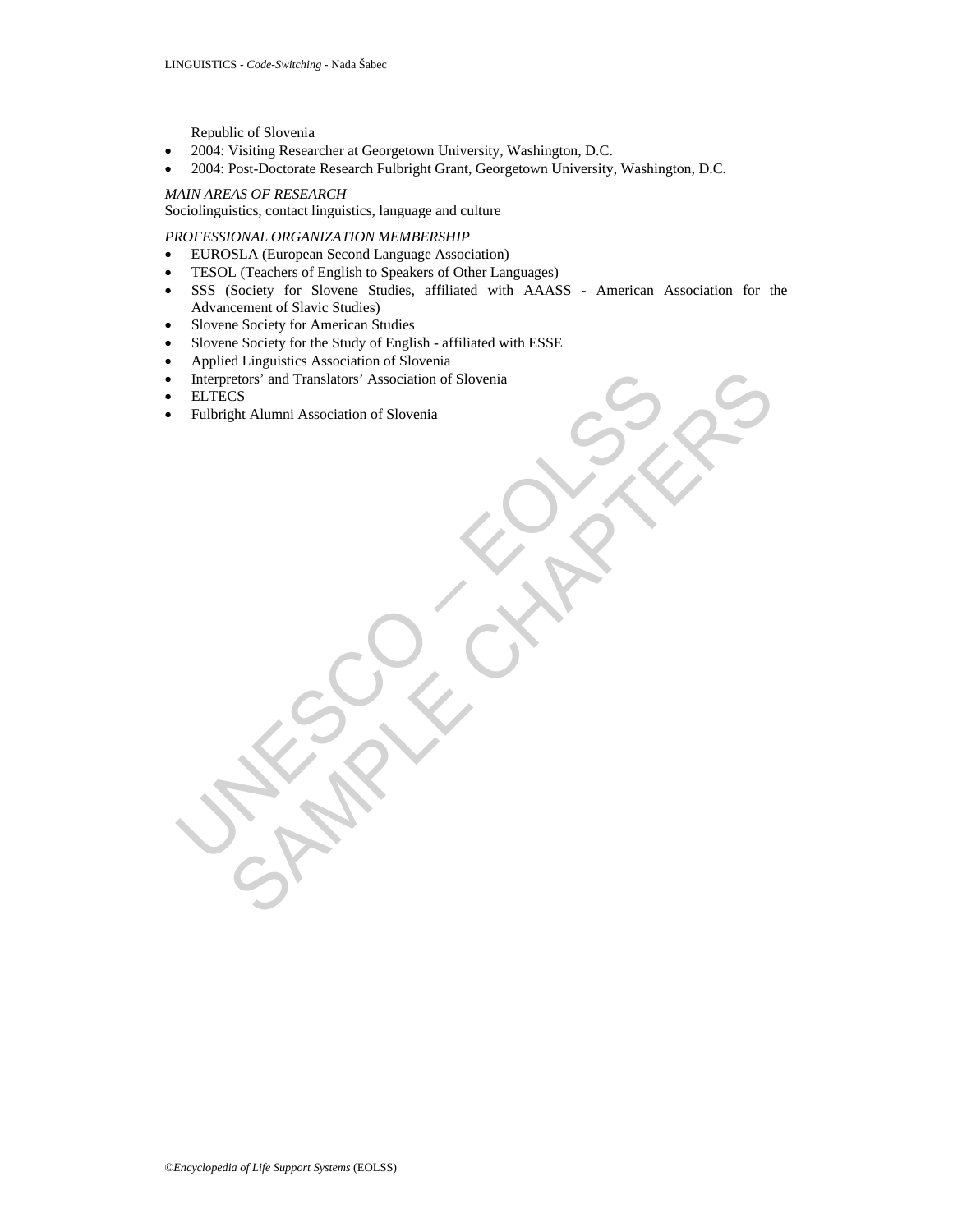Republic of Slovenia

- 2004: Visiting Researcher at Georgetown University, Washington, D.C.
- 2004: Post-Doctorate Research Fulbright Grant, Georgetown University, Washington, D.C.

*MAIN AREAS OF RESEARCH*

Sociolinguistics, contact linguistics, language and culture

*PROFESSIONAL ORGANIZATION MEMBERSHIP*

- EUROSLA (European Second Language Association)
- TESOL (Teachers of English to Speakers of Other Languages)
- SSS (Society for Slovene Studies, affiliated with AAASS - American Association for the Advancement of Slavic Studies)
- Slovene Society for American Studies
- Slovene Society for the Study of English - affiliated with ESSE
- Applied Linguistics Association of Slovenia
- Interpretors' and Translators' Association of Slovenia
- ELTECS
- Fulbright Alumni Association of Slovenia